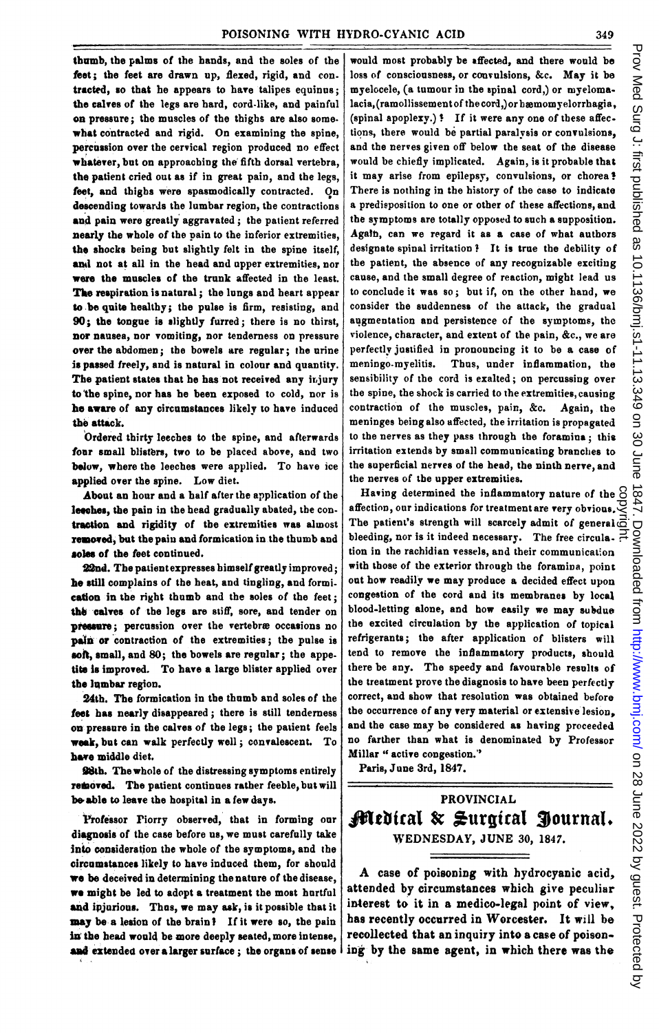thumb, the palms of the hands, and the soles of the feet; the feet are drawn up, flexed, rigid, and contracted, so that he appears to have talipes equinus; the calves of the legs are hard, cord-like, and painful on pressure; the muscles of the thighs are also somewhat contracted and rigid. On examining the spine, percussion over the cervical region produced no effect whatever, but on approaching the fifth dorsal vertebra, the patient cried out as if in great pain, and the legs, feet, and thighs were spasmodically contracted. On descending towards the lumbar region, the contractions and pain were greatly aggravated; the patient referred nearly the whole of the pain to the inferior extremities, the shocks being but slightly felt in the spine itself, and not at all in the head and upper extremities, nor were the muscles of the trunk affected in the least. The respiration is natural; the lungs and heart appear to be quite healthy; the pulse is firm, resisting, and 90; the tongue is slightly furred; there is no thirst, nor nausea, nor vomiting, nor tenderness on pressure over the abdomen; the bowels are regular; the urine is passed freely, and is natural in colour and quantity. The patient states that he has not received any injury to the spine, nor has he been exposed to cold, nor is he aware of any circumstances likely to have induced the attack.

Ordered thirty leeches to the spine, and afterwards four small blisters, two to be placed above, and two below, where the leeches were applied. To have ice applied over the spine. Low diet.

About an hour and a half after the application of the leeches, the pain in the head gradually abated, the contraction and rigidity of the extremities was almost removed, but the pain and formication in the thumb and soles of the feet continued.

22nd. The patient expresses himself greatly improved; he still complains of the heat, and tingling, and formication in the right thumb and the soles of the feet; the calves of the legs are stiff, sore, and tender on pressure; percussion over the vertebræ occasions no pain or contraction of the extremities; the pulse is soft, small, and 80; the bowels are regular; the appetite is improved. To have a large blister applied over the lumbar region.

24th. The formication in the thumb and soles of the feet has nearly disappeared; there is still tenderness on pressure in the calves of the legs; the patient feels weak, but can walk perfectly well; convalescent. To have middle diet.

28th. The whole of the distressing symptoms entirely removed. The patient continues rather feeble, but will be able to leave the hospital in a few days.

Professor Piorry observed, that in forming our diagnosis of the case before us, we must carefully take into consideration the whole of the symptoms, and the circumstances likely to have induced them, for should we be deceived in determining the nature of the disease, we might be led to adopt a treatment the most hurtful and injurious. Thus, we may ask, is it possible that it may be a lesion of the brain? If it were so, the pain in the head would be more deeply seated, more intense, and extended over a larger surface; the organs of sense would most probably be affected, and there would be loss of consciousness, or convulsions, &c. May it be myelocele, (a tumour in the spinal cord,) or myelomalacia, (ramollissement of the cord,) or hæmomyelorrhagia, (spinal apoplexy.)? If it were any one of these affections, there would be partial paralysis or convulsions, and the nerves given off below the seat of the disease would be chiefly implicated. Again, is it probable that it may arise from epilepsy, convulsions, or chorea? There is nothing in the history of the case to indicate a predisposition to one or other of these affections, and the symptoms are totally opposed to such a supposition. Again, can we regard it as a case of what authors designate spinal irritation? It is true the debility of the patient, the absence of any recognizable exciting cause, and the small degree of reaction, might lead us to conclude it was so; but if, on the other hand, we consider the suddenness of the attack, the gradual augmentation and persistence of the symptoms, the violence, character, and extent of the pain, &c., we are perfectly justified in pronouncing it to be a case of meningo-myelitis. Thus, under inflammation, the sensibility of the cord is exalted; on percussing over the spine, the shock is carried to the extremities, causing contraction of the muscles, pain, &c. Again, the meninges being also affected, the irritation is propagated to the nerves as they pass through the foramina; this irritation extends by small communicating branches to the superficial nerves of the head, the ninth nerve, and the nerves of the upper extremities.

Having determined the inflammatory nature of the affection, our indications for treatment are very obvious. The patient's strength will scarcely admit of general bleeding, nor is it indeed necessary. The free circulation in the rachidian vessels, and their communication with those of the exterior through the foramina, point out how readily we may produce a decided effect upon congestion of the cord and its membranes by local blood-letting alone, and how easily we may subdue the excited circulation by the application of topical refrigerants; the after application of blisters will tend to remove the inflammatory products, should there be any. The speedy and favourable results of the treatment prove the diagnosis to have been perfectly correct, and show that resolution was obtained before the occurrence of any very material or extensive lesion, and the case may be considered as having proceeded no farther than what is denominated by Professor Millar "active congestion."

Paris, June 3rd, 1847.

PROVINCIAL

# Medical & Surgical Journal.

WEDNESDAY, JUNE 30, 1847.

A case of poisoning with hydrocyanic acid, attended by circumstances which give peculiar interest to it in a medico-legal point of view, has recently occurred in Worcester. It will be recollected that an inquiry into a case of poisoning by the same agent, in which there was the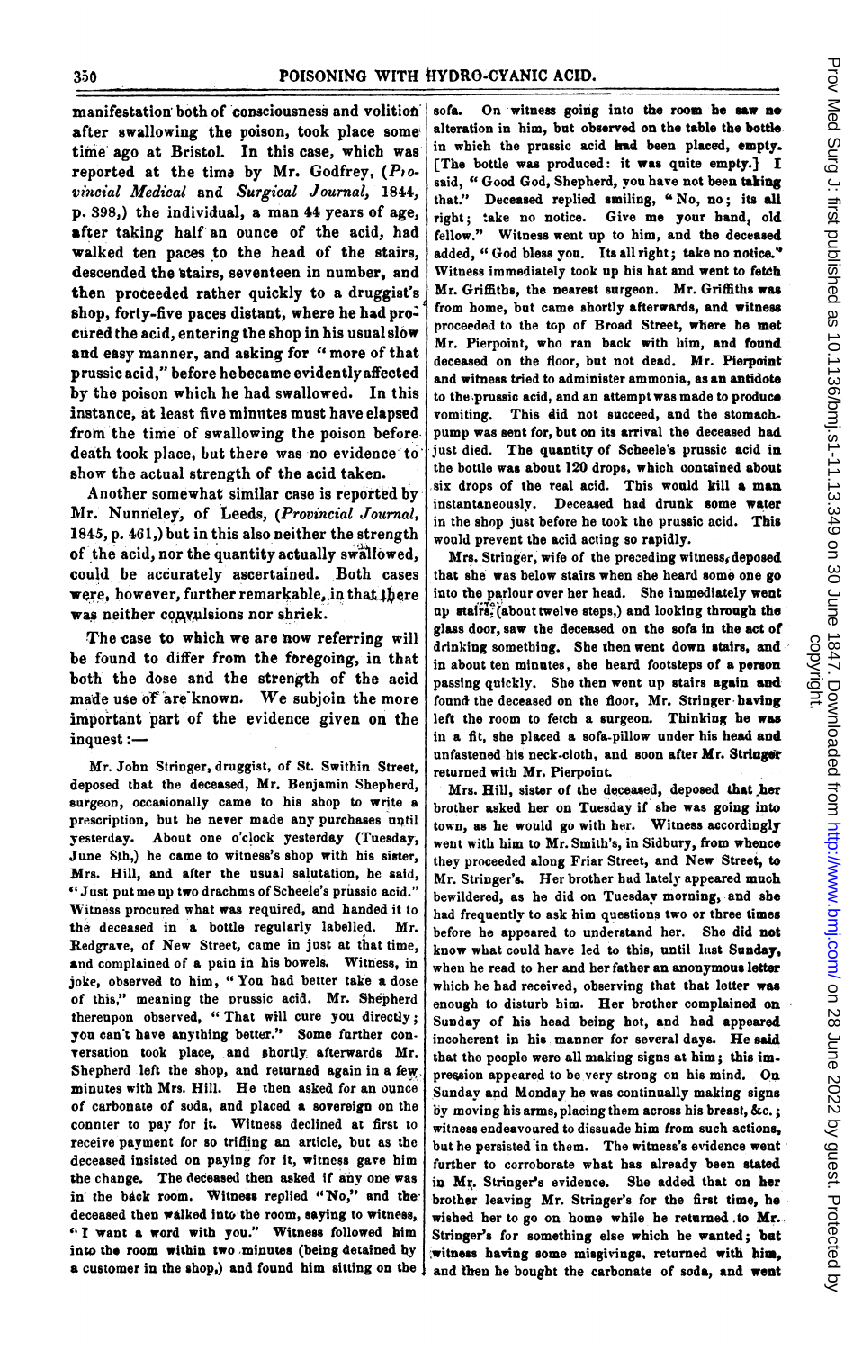manifestation both of consciousness and volition after swallowing the poison, took place some time ago at Bristol. In this case, which was reported at the time by Mr. Godfrey, (*Provincial Medical* and *Surgical Journal*, 1844, p. 398,) the individual, a man 44 years of age, after taking half an ounce of the acid, had walked ten paces to the head of the stairs, descended the stairs, seventeen in number, and then proceeded rather quickly to a druggist's shop, forty-five paces distant, where he had procured the acid, entering the shop in his usual slow and easy manner, and asking for "more of that prussic acid," before he became evidently affected by the poison which he had swallowed. In this instance, at least five minutes must have elapsed from the time of swallowing the poison before death took place, but there was no evidence to show the actual strength of the acid taken.

Another somewhat similar case is reported by Mr. Nunneley, of Leeds, (*Provincial Journal*, 1845, p. 461,) but in this also neither the strength of the acid, nor the quantity actually swallowed, could be accurately ascertained. Both cases were, however, further remarkable, in that there was neither convulsions nor shriek.

The case to which we are now referring will be found to differ from the foregoing, in that both the dose and the strength of the acid made use of are known. We subjoin the more important part of the evidence given on the inquest:—

Mr. John Stringer, druggist, of St. Swithin Street, deposed that the deceased, Mr. Benjamin Shepherd, surgeon, occasionally came to his shop to write a prescription, but he never made any purchases until yesterday. About one o'clock yesterday (Tuesday, June 8th,) he came to witness's shop with his sister, Mrs. Hill, and after the usual salutation, he said, "Just put me up two drachms of Scheele's prussic acid." Witness procured what was required, and handed it to the deceased in a bottle regularly labelled. Mr. Redgrave, of New Street, came in just at that time, and complained of a pain in his bowels. Witness, in joke, observed to him, "You had better take a dose of this," meaning the prussic acid. Mr. Shepherd thereupon observed, "That will cure you directly; you can't have anything better." Some further conversation took place, and shortly afterwards Mr. Shepherd left the shop, and returned again in a few minutes with Mrs. Hill. He then asked for an ounce of carbonate of soda, and placed a sovereign on the counter to pay for it. Witness declined at first to receive payment for so trifling an article, but as the deceased insisted on paying for it, witness gave him the change. The deceased then asked if any one was in the back room. Witness replied "No," and the deceased then walked into the room, saying to witness, "I want a word with you." Witness followed him into the room within two minutes (being detained by a customer in the shop,) and found him sitting on the sofa. On witness going into the room he saw no alteration in him, but observed on the table the bottle in which the prussic acid had been placed, empty. [The bottle was produced: it was quite empty.] I said, "Good God, Shepherd, you have not been taking that." Deceased replied smiling, "No, no; its all right; take no notice. Give me your hand, old fellow." Witness went up to him, and the deceased added, "God bless you. Its all right; take no notice." Witness immediately took up his hat and went to fetch Mr. Griffiths, the nearest surgeon. Mr. Griffiths was from home, but came shortly afterwards, and witness proceeded to the top of Broad Street, where he met Mr. Pierpoint, who ran back with him, and found deceased on the floor, but not dead. Mr. Pierpoint and witness tried to administer ammonia, as an antidote to the prussic acid, and an attempt was made to produce vomiting. This did not succeed, and the stomach-pump was sent for, but on its arrival the deceased had just died. The quantity of Scheele's prussic acid in the bottle was about 120 drops, which contained about six drops of the real acid. This would kill a man instantaneously. Deceased had drunk some water in the shop just before he took the prussic acid. This would prevent the acid acting so rapidly.

Mrs. Stringer, wife of the preceding witness, deposed that she was below stairs when she heard some one go into the parlour over her head. She immediately went up stairs, (about twelve steps,) and looking through the glass door, saw the deceased on the sofa in the act of drinking something. She then went down stairs, and in about ten minutes, she heard footsteps of a person passing quickly. She then went up stairs again and found the deceased on the floor, Mr. Stringer having left the room to fetch a surgeon. Thinking he was in a fit, she placed a sofa-pillow under his head and unfastened his neck-cloth, and soon after Mr. Stringer returned with Mr. Pierpoint.

Mrs. Hill, sister of the deceased, deposed that her brother asked her on Tuesday if she was going into town, as he would go with her. Witness accordingly went with him to Mr. Smith's, in Sidbury, from whence they proceeded along Friar Street, and New Street, to Mr. Stringer's. Her brother had lately appeared much bewildered, as he did on Tuesday morning, and she had frequently to ask him questions two or three times before he appeared to understand her. She did not know what could have led to this, until last Sunday, when he read to her and her father an anonymous letter which he had received, observing that that letter was enough to disturb him. Her brother complained on Sunday of his head being hot, and had appeared incoherent in his manner for several days. He said that the people were all making signs at him; this impression appeared to be very strong on his mind. On Sunday and Monday he was continually making signs by moving his arms, placing them across his breast, &c.; witness endeavoured to dissuade him from such actions, but he persisted in them. The witness's evidence went further to corroborate what has already been stated in Mr. Stringer's evidence. She added that on her brother leaving Mr. Stringer's for the first time, he wished her to go on home while he returned to Mr. Stringer's for something else which he wanted; but witness having some misgivings, returned with him, and then he bought the carbonate of soda, and went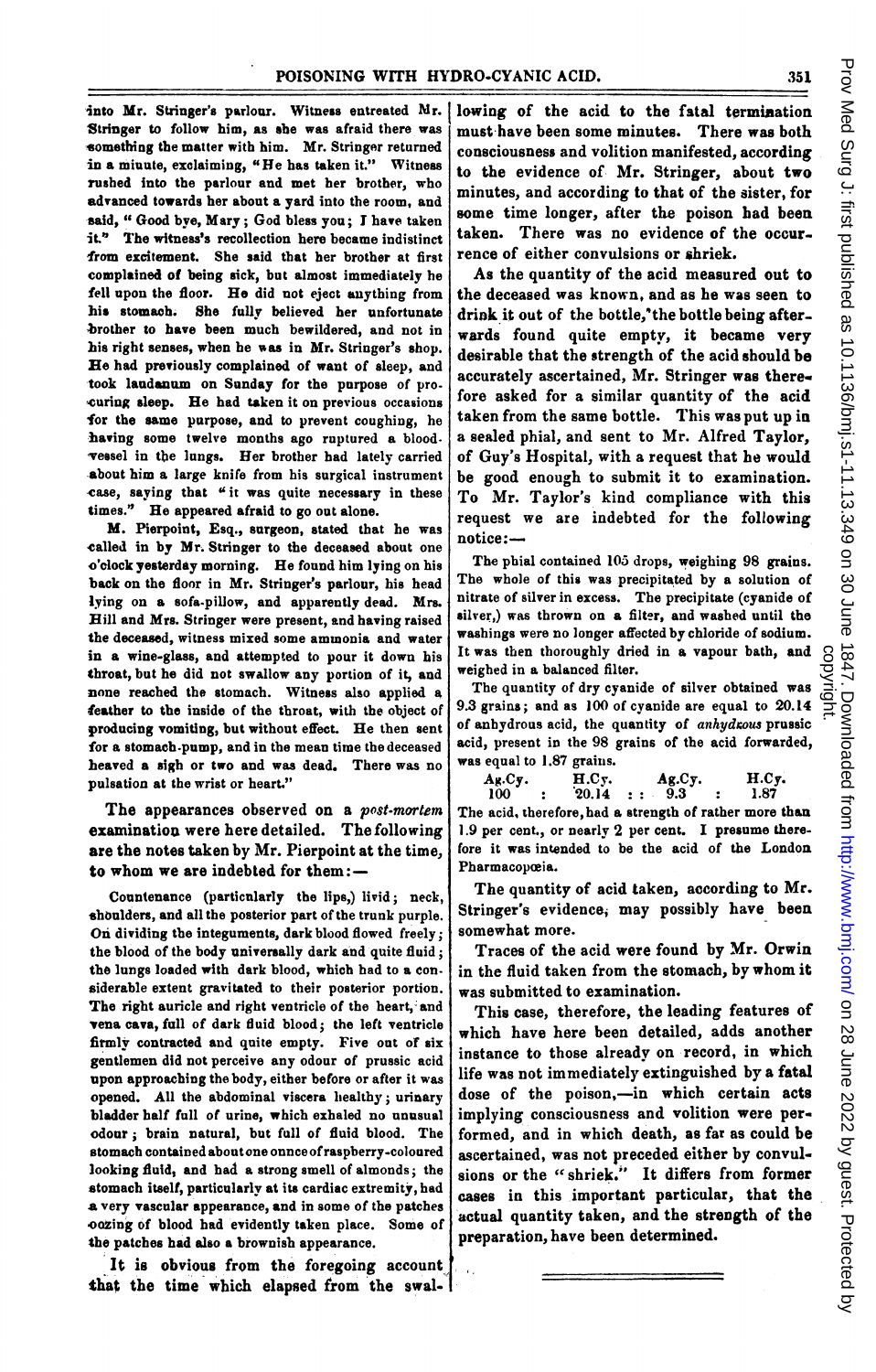into Mr. Stringer's parlour. Witness entreated Mr. Stringer to follow him, as she was afraid there was something the matter with him. Mr. Stringer returned in a minute, exclaiming, "He has taken it." Witness rushed into the parlour and met her brother, who advanced towards her about a yard into the room, and said, "Good bye, Mary; God bless you; I have taken it." The witness's recollection here became indistinct from excitement. She said that her brother at first complained of being sick, but almost immediately he fell upon the floor. He did not eject anything from his stomach. She fully believed her unfortunate brother to have been much bewildered, and not in his right senses, when he was in Mr. Stringer's shop. He had previously complained of want of sleep, and took laudanum on Sunday for the purpose of procuring sleep. He had taken it on previous occasions for the same purpose, and to prevent coughing, he having some twelve months ago ruptured a blood-vessel in the lungs. Her brother had lately carried about him a large knife from his surgical instrument case, saying that "it was quite necessary in these times." He appeared afraid to go out alone.

M. Pierpoint, Esq., surgeon, stated that he was called in by Mr. Stringer to the deceased about one o'clock yesterday morning. He found him lying on his back on the floor in Mr. Stringer's parlour, his head lying on a sofa-pillow, and apparently dead. Mrs. Hill and Mrs. Stringer were present, and having raised the deceased, witness mixed some ammonia and water in a wine-glass, and attempted to pour it down his throat, but he did not swallow any portion of it, and none reached the stomach. Witness also applied a feather to the inside of the throat, with the object of producing vomiting, but without effect. He then sent for a stomach-pump, and in the mean time the deceased heaved a sigh or two and was dead. There was no pulsation at the wrist or heart."

The appearances observed on a *post-mortem* examination were here detailed. The following are the notes taken by Mr. Pierpoint at the time, to whom we are indebted for them:—

Countenance (particularly the lips,) livid; neck, shoulders, and all the posterior part of the trunk purple. On dividing the integuments, dark blood flowed freely; the blood of the body universally dark and quite fluid; the lungs loaded with dark blood, which had to a considerable extent gravitated to their posterior portion. The right auricle and right ventricle of the heart, and vena cava, full of dark fluid blood; the left ventricle firmly contracted and quite empty. Five out of six gentlemen did not perceive any odour of prussic acid upon approaching the body, either before or after it was opened. All the abdominal viscera healthy; urinary bladder half full of urine, which exhaled no unusual odour; brain natural, but full of fluid blood. The stomach contained about one ounce of raspberry-coloured looking fluid, and had a strong smell of almonds; the stomach itself, particularly at its cardiac extremity, had a very vascular appearance, and in some of the patches oozing of blood had evidently taken place. Some of the patches had also a brownish appearance.

It is obvious from the foregoing account that the time which elapsed from the swallowing of the acid to the fatal termination must have been some minutes. There was both consciousness and volition manifested, according to the evidence of Mr. Stringer, about two minutes, and according to that of the sister, for some time longer, after the poison had been taken. There was no evidence of the occurrence of either convulsions or shriek.

As the quantity of the acid measured out to the deceased was known, and as he was seen to drink it out of the bottle, the bottle being afterwards found quite empty, it became very desirable that the strength of the acid should be accurately ascertained, Mr. Stringer was therefore asked for a similar quantity of the acid taken from the same bottle. This was put up in a sealed phial, and sent to Mr. Alfred Taylor, of Guy's Hospital, with a request that he would be good enough to submit it to examination. To Mr. Taylor's kind compliance with this request we are indebted for the following notice:—

The phial contained 105 drops, weighing 98 grains. The whole of this was precipitated by a solution of nitrate of silver in excess. The precipitate (cyanide of silver,) was thrown on a filter, and washed until the washings were no longer affected by chloride of sodium. It was then thoroughly dried in a vapour bath, and weighed in a balanced filter.

The quantity of dry cyanide of silver obtained was 9.3 grains; and as 100 of cyanide are equal to 20.14 of anhydrous acid, the quantity of *anhydrous* prussic acid, present in the 98 grains of the acid forwarded, was equal to 1.87 grains.

$$\begin{array}{ccccccc} Ag.Cy. & & H.Cy. & & Ag.Cy. & & H.Cy. \\ 100 & : & 20.14 & :: & 9.3 & : & 1.87 \end{array}$$

The acid, therefore, had a strength of rather more than 1.9 per cent., or nearly 2 per cent. I presume therefore it was intended to be the acid of the London Pharmacopœia.

The quantity of acid taken, according to Mr. Stringer's evidence, may possibly have been somewhat more.

Traces of the acid were found by Mr. Orwin in the fluid taken from the stomach, by whom it was submitted to examination.

This case, therefore, the leading features of which have here been detailed, adds another instance to those already on record, in which life was not immediately extinguished by a fatal dose of the poison,—in which certain acts implying consciousness and volition were performed, and in which death, as far as could be ascertained, was not preceded either by convulsions or the "shriek." It differs from former cases in this important particular, that the actual quantity taken, and the strength of the preparation, have been determined.